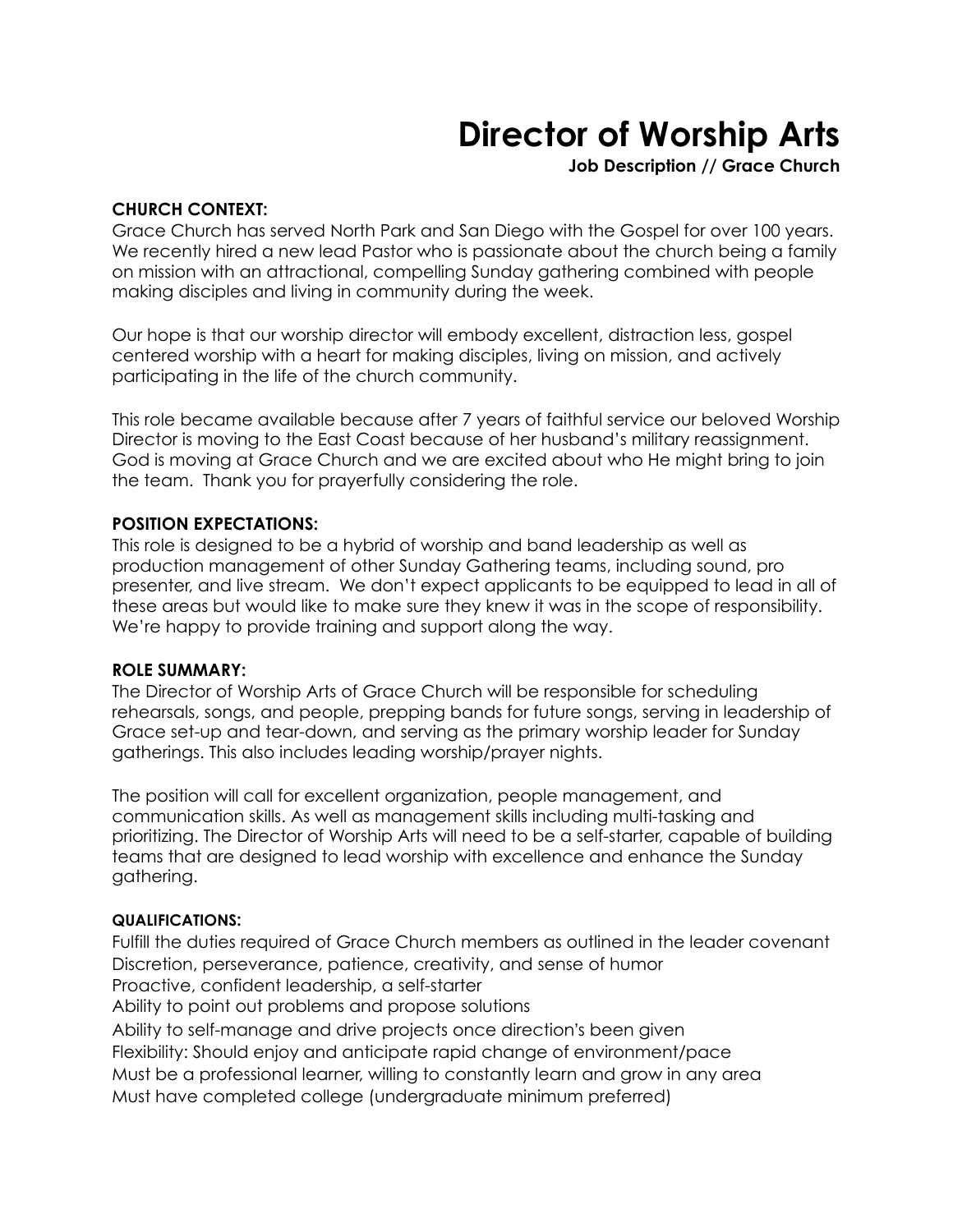# Director of Worship Arts

**Job Description // Grace Church**

**CHURCH CONTEXT:**

Grace Church has served North Park and San Diego with the Gospel for over 100 years. We recently hired a new lead Pastor who is passionate about the church being a family on mission with an attractional, compelling Sunday gathering combined with people making disciples and living in community during the week.

Our hope is that our worship director will embody excellent, distraction less, gospel centered worship with a heart for making disciples, living on mission, and actively participating in the life of the church community.

This role became available because after 7 years of faithful service our beloved Worship Director is moving to the East Coast because of her husband's military reassignment. God is moving at Grace Church and we are excited about who He might bring to join the team. Thank you for prayerfully considering the role.

**POSITION EXPECTATIONS:**

This role is designed to be a hybrid of worship and band leadership as well as production management of other Sunday Gathering teams, including sound, pro presenter, and live stream. We don't expect applicants to be equipped to lead in all of these areas but would like to make sure they knew it was in the scope of responsibility. We're happy to provide training and support along the way.

**ROLE SUMMARY:**

The Director of Worship Arts of Grace Church will be responsible for scheduling rehearsals, songs, and people, prepping bands for future songs, serving in leadership of Grace set-up and tear-down, and serving as the primary worship leader for Sunday gatherings. This also includes leading worship/prayer nights.

The position will call for excellent organization, people management, and communication skills. As well as management skills including multi-tasking and prioritizing. The Director of Worship Arts will need to be a self-starter, capable of building teams that are designed to lead worship with excellence and enhance the Sunday gathering.

**QUALIFICATIONS:**

Fulfill the duties required of Grace Church members as outlined in the leader covenant
Discretion, perseverance, patience, creativity, and sense of humor
Proactive, confident leadership, a self-starter
Ability to point out problems and propose solutions
Ability to self-manage and drive projects once direction's been given
Flexibility: Should enjoy and anticipate rapid change of environment/pace
Must be a professional learner, willing to constantly learn and grow in any area
Must have completed college (undergraduate minimum preferred)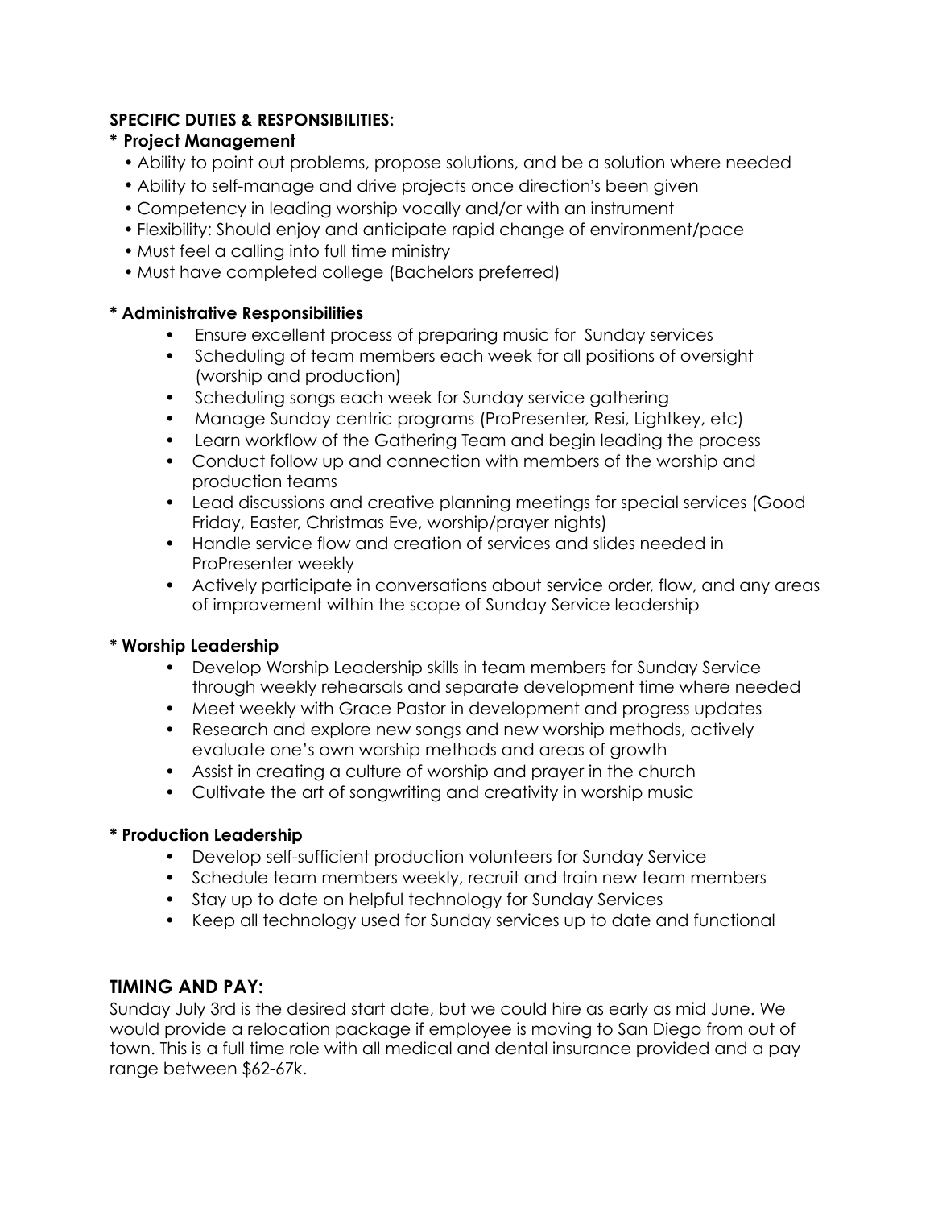**SPECIFIC DUTIES & RESPONSIBILITIES:**

**\* Project Management**

- Ability to point out problems, propose solutions, and be a solution where needed
- Ability to self-manage and drive projects once direction's been given
- Competency in leading worship vocally and/or with an instrument
- Flexibility: Should enjoy and anticipate rapid change of environment/pace
- Must feel a calling into full time ministry
- Must have completed college (Bachelors preferred)

**\* Administrative Responsibilities**

- Ensure excellent process of preparing music for Sunday services
- Scheduling of team members each week for all positions of oversight (worship and production)
- Scheduling songs each week for Sunday service gathering
- Manage Sunday centric programs (ProPresenter, Resi, Lightkey, etc)
- Learn workflow of the Gathering Team and begin leading the process
- Conduct follow up and connection with members of the worship and production teams
- Lead discussions and creative planning meetings for special services (Good Friday, Easter, Christmas Eve, worship/prayer nights)
- Handle service flow and creation of services and slides needed in ProPresenter weekly
- Actively participate in conversations about service order, flow, and any areas of improvement within the scope of Sunday Service leadership

**\* Worship Leadership**

- Develop Worship Leadership skills in team members for Sunday Service through weekly rehearsals and separate development time where needed
- Meet weekly with Grace Pastor in development and progress updates
- Research and explore new songs and new worship methods, actively evaluate one's own worship methods and areas of growth
- Assist in creating a culture of worship and prayer in the church
- Cultivate the art of songwriting and creativity in worship music

**\* Production Leadership**

- Develop self-sufficient production volunteers for Sunday Service
- Schedule team members weekly, recruit and train new team members
- Stay up to date on helpful technology for Sunday Services
- Keep all technology used for Sunday services up to date and functional

## TIMING AND PAY:

Sunday July 3rd is the desired start date, but we could hire as early as mid June. We would provide a relocation package if employee is moving to San Diego from out of town. This is a full time role with all medical and dental insurance provided and a pay range between $62-67k.